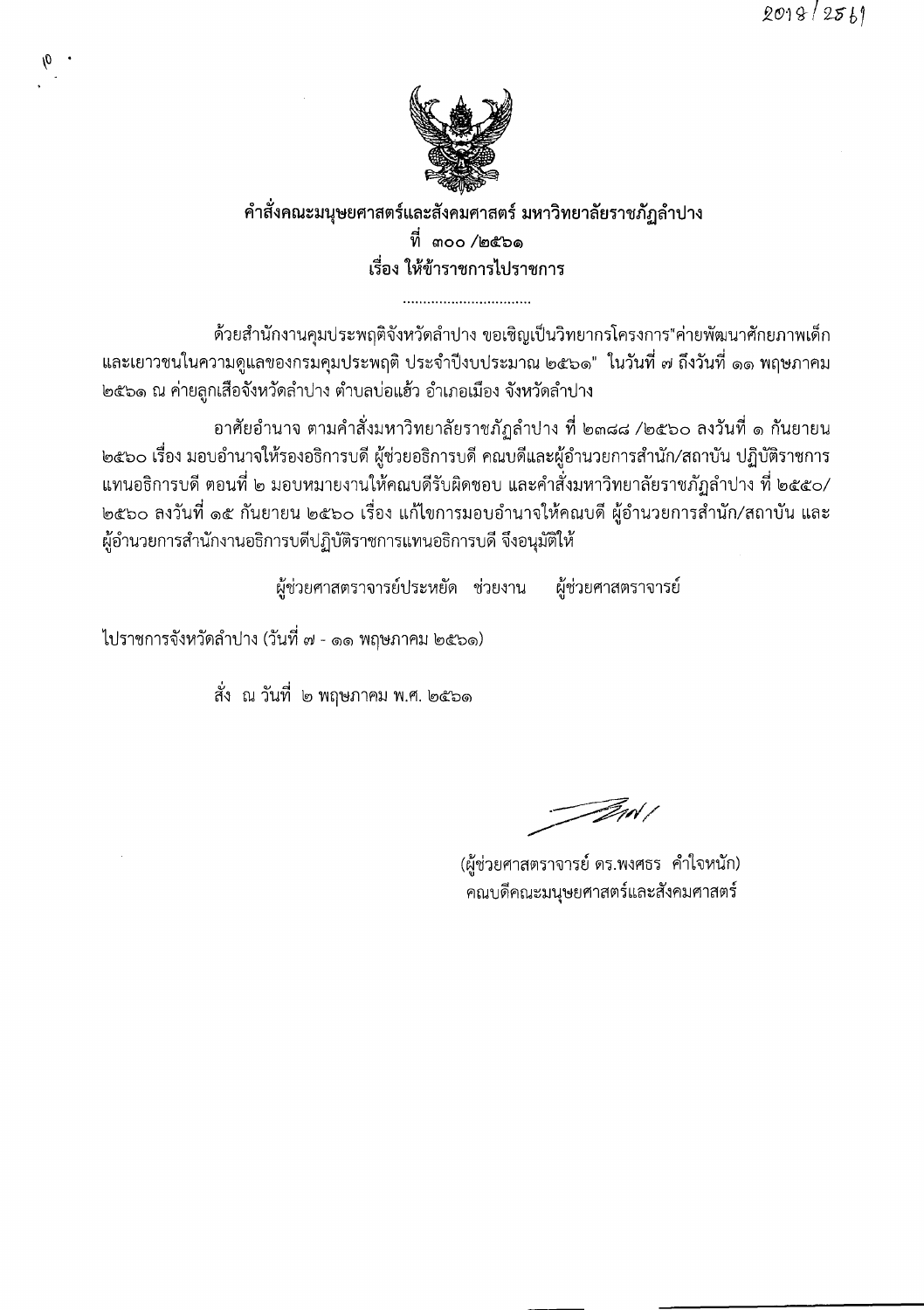# คำสั่งคณะมนุษยศาสตร์และสังคมศาสตร์ มหาวิทยาลัยราชภัฏลำปาง

## ที่ ๓๐๐ /๒๕๖๑

## เรื่อง ให้ข้าราชการไปราชการ

................................

ด้วยสำนักงานคุมประพฤติจังหวัดลำปาง ขอเชิญเป็นวิทยากรโครงการ"ค่ายพัฒนาศักยภาพเด็กและเยาวชนในความดูแลของกรมคุมประพฤติ ประจำปีงบประมาณ ๒๕๖๑" ในวันที่ ๗ ถึงวันที่ ๑๑ พฤษภาคม ๒๕๖๑ ณ ค่ายลูกเสือจังหวัดลำปาง ตำบลบ่อแฮ้ว อำเภอเมือง จังหวัดลำปาง

อาศัยอำนาจ ตามคำสั่งมหาวิทยาลัยราชภัฏลำปาง ที่ ๒๓๘๘ /๒๕๖๐ ลงวันที่ ๑ กันยายน ๒๕๖๐ เรื่อง มอบอำนาจให้รองอธิการบดี ผู้ช่วยอธิการบดี คณบดีและผู้อำนวยการสำนัก/สถาบัน ปฏิบัติราชการแทนอธิการบดี ตอนที่ ๒ มอบหมายงานให้คณบดีรับผิดชอบ และคำสั่งมหาวิทยาลัยราชภัฏลำปาง ที่ ๒๕๕๐/ ๒๕๖๐ ลงวันที่ ๑๕ กันยายน ๒๕๖๐ เรื่อง แก้ไขการมอบอำนาจให้คณบดี ผู้อำนวยการสำนัก/สถาบัน และผู้อำนวยการสำนักงานอธิการบดีปฏิบัติราชการแทนอธิการบดี จึงอนุมัติให้

ผู้ช่วยศาสตราจารย์ประหยัด ช่วยงาน ผู้ช่วยศาสตราจารย์

ไปราชการจังหวัดลำปาง (วันที่ ๗ - ๑๑ พฤษภาคม ๒๕๖๑)

สั่ง ณ วันที่ ๒ พฤษภาคม พ.ศ. ๒๕๖๑

(ผู้ช่วยศาสตราจารย์ ดร.พงศธร คำใจหนัก)
คณบดีคณะมนุษยศาสตร์และสังคมศาสตร์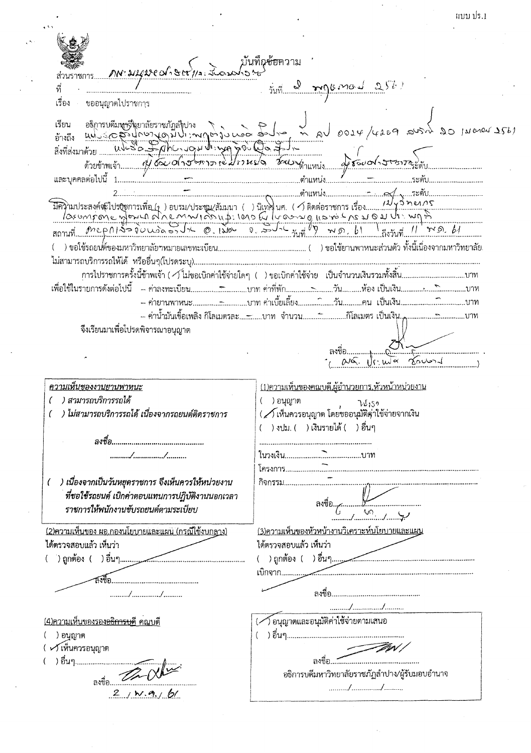แบบ ปร.1

# บันทึกข้อความ

ส่วนราชการ คณะมนุษยศาสตร์และสังคมศาสตร์

ที่ / วันที่ 2 พฤษภาคม 2561

เรื่อง ขออนุญาตไปราชการ

เรียน อธิการบดีมหาวิทยาลัยราชภัฏลำปาง

อ้างถึง หนังสือสำนักงานนิคมอุตสาหกรรมภาคเหนือ ที่ คป 0024/4209 ลงวันที่ 20 เมษายน 2561

สิ่งที่ส่งมาด้วย หนังสือสำนักงานนิคมอุตสาหกรรมภาคเหนือ

ด้วยข้าพเจ้า ผู้ช่วยศาสตราจารย์ประนัดดา ช่วยรอด ตำแหน่ง ผู้ช่วยศาสตราจารย์ ระดับ.....

และบุคคลต่อไปนี้ 1. ....... ตำแหน่ง ....... ระดับ.......

2. ....... ตำแหน่ง ....... ระดับ.......

มีความประสงค์ขอไปปฏิบัติการเพื่อ ( ) อบรม/ประชุม/สัมมนา ( ) นิเทศ นศ. (✓) ติดต่อราชการ เรื่อง เป็นวิทยากร โครงการสร้างความรู้ความเข้าใจการดำเนินการระบบงานนิคมอุตสาหกรรมภาคเหนือ

สถานที่ ณ ห้องประชุมสำนักงาน อ.เมือง จ.ลำพูน วันที่ 9 พ.ค. 61 ถึงวันที่ 11 พ.ค. 61

( ) ขอใช้รถยนต์ของมหาวิทยาลัยฯหมายเลขทะเบียน................ ( ) ขอใช้ยานพาหนะส่วนตัว ทั้งนี้เนื่องจากมหาวิทยาลัย ไม่สามารถบริการรถให้ได้ หรืออื่นๆ(โปรดระบุ)..........

การไปราชการครั้งนี้ข้าพเจ้า (✓) ไม่ขอเบิกค่าใช้จ่ายใดๆ ( ) ขอเบิกค่าใช้จ่าย เป็นจำนวนเงินรวมทั้งสิ้น..........บาท

เพื่อใช้ในรายการดังต่อไปนี้ – ค่าลงทะเบียน.....-.....บาท ค่าที่พัก.....-.....วัน.......ห้อง เป็นเงิน.....-.....บาท

– ค่ายานพาหนะ.....-.....บาท ค่าเบี้ยเลี้ยง.....-.....วัน.......คน เป็นเงิน.....-.....บาท

– ค่าน้ำมันเชื้อเพลิง กิโลเมตรละ.....-.....บาท จำนวน.....-.....กิโลเมตร เป็นเงิน.....-.....บาท

จึงเรียนมาเพื่อโปรดพิจารณาอนุญาต

ลงชื่อ (ลายมือชื่อ)
( ผศ. ประนัดดา ช่วยรอด )

---

***ความเห็นของงานยานพาหนะ***

*( ) สามารถบริการรถได้*

*( ) ไม่สามารถบริการรถได้ เนื่องจากรถยนต์ติดราชการ*

*ลงชื่อ..........................*

*......../........../........*

*( ) เนื่องจากเป็นวันหยุดราชการ จึงเห็นควรให้หน่วยงานที่ขอใช้รถยนต์ เบิกค่าตอบแทนการปฏิบัติงานนอกเวลาราชการให้พนักงานขับรถยนต์ตามระเบียบ*

**(1)ความเห็นของคณบดี,ผู้อำนวยการ,หัวหน้าหน่วยงาน**

( ) อนุญาต ไปราชการ

(✓) เห็นควรอนุญาต โดยขออนุมัติค่าใช้จ่ายจากเงิน

( ) งปม. ( ) เงินรายได้ ( ) อื่นๆ

ในวงเงิน.....-.....บาท

โครงการ.....-.....

กิจกรรม.....-.....

ลงชื่อ (ลายมือชื่อ)

2 / พ.ค. / 61

**(2)ความเห็นของ ผอ.กองนโยบายและแผน (กรณีใช้งบกลาง)**

ได้ตรวจสอบแล้ว เห็นว่า

( ) ถูกต้อง ( ) อื่นๆ..........

ลงชื่อ..........................

......../........../........

**(3)ความเห็นของหัวหน้างานวิเคราะห์นโยบายและแผน**

ได้ตรวจสอบแล้ว เห็นว่า

( ) ถูกต้อง ( ) อื่นๆ..........

เบิกจาก..........

ลงชื่อ..........................

......../........../........

**(4)ความเห็นของรองอธิการบดี คณบดี**

( ) อนุญาต

(✓) เห็นควรอนุญาต

( ) อื่นๆ..........

ลงชื่อ (ลายมือชื่อ)

2 / พ.ค. / 61

(✓) อนุญาตและอนุมัติค่าใช้จ่ายตามเสนอ

( ) อื่นๆ..........

ลงชื่อ (ลายมือชื่อ)

อธิการบดีมหาวิทยาลัยราชภัฏลำปาง/ผู้รับมอบอำนาจ

......../........../........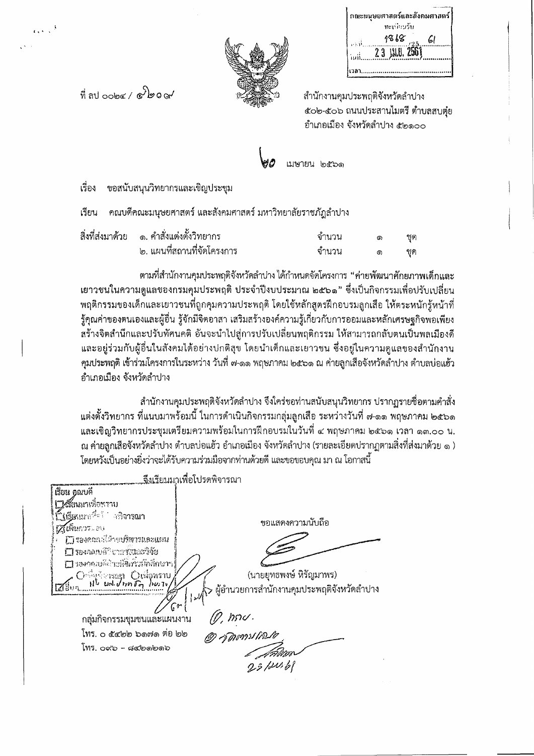คณะมนุษยศาสตร์และสังคมศาสตร์
ทะเบียนรับ
เลขที่ 1868 /25 61
วันที่ 23 เม.ย. 2561
เวลา.............................

ที่ ลป ๐๐๒๔ / ๕๒๐๙

สำนักงานคุมประพฤติจังหวัดลำปาง
๕๐๒-๕๐๖ ถนนประสานไมตรี ตำบลสบตุ๋ย
อำเภอเมือง จังหวัดลำปาง ๕๒๑๐๐

๒๐ เมษายน ๒๕๖๑

เรื่อง ขอสนับสนุนวิทยากรและเชิญประชุม

เรียน คณบดีคณะมนุษยศาสตร์ และสังคมศาสตร์ มหาวิทยาลัยราชภัฏลำปาง

สิ่งที่ส่งมาด้วย ๑. คำสั่งแต่งตั้งวิทยากร จำนวน ๑ ชุด
๒. แผนที่สถานที่จัดโครงการ จำนวน ๑ ชุด

ตามที่สำนักงานคุมประพฤติจังหวัดลำปาง ได้กำหนดจัดโครงการ "ค่ายพัฒนาศักยภาพเด็กและเยาวชนในความดูแลของกรมคุมประพฤติ ประจำปีงบประมาณ ๒๕๖๑" ซึ่งเป็นกิจกรรมเพื่อปรับเปลี่ยนพฤติกรรมของเด็กและเยาวชนที่ถูกคุมความประพฤติ โดยใช้หลักสูตรฝึกอบรมลูกเสือ ให้ตระหนักรู้หน้าที่ รู้คุณค่าของตนเองและผู้อื่น รู้จักมีจิตอาสา เสริมสร้างองค์ความรู้เกี่ยวกับการออมและหลักเศรษฐกิจพอเพียง สร้างจิตสำนึกและปรับทัศนคติ อันจะนำไปสู่การปรับเปลี่ยนพฤติกรรม ให้สามารถกลับตนเป็นพลเมืองดี และอยู่ร่วมกับผู้อื่นในสังคมได้อย่างปกติสุข โดยนำเด็กและเยาวชน ซึ่งอยู่ในความดูแลของสำนักงานคุมประพฤติ เข้าร่วมโครงการในระหว่าง วันที่ ๗-๑๑ พฤษภาคม ๒๕๖๑ ณ ค่ายลูกเสือจังหวัดลำปาง ตำบลบ่อแฮ้ว อำเภอเมือง จังหวัดลำปาง

สำนักงานคุมประพฤติจังหวัดลำปาง จึงใคร่ขอท่านสนับสนุนวิทยากร ปรากฏรายชื่อตามคำสั่งแต่งตั้งวิทยากร ที่แนบมาพร้อมนี้ ในการดำเนินกิจกรรมกลุ่มลูกเสือ ระหว่างวันที่ ๗-๑๑ พฤษภาคม ๒๕๖๑ และเชิญวิทยากรประชุมเตรียมความพร้อมในการฝึกอบรมในวันที่ ๔ พฤษภาคม ๒๕๖๑ เวลา ๑๓.๐๐ น. ณ ค่ายลูกเสือจังหวัดลำปาง ตำบลบ่อแฮ้ว อำเภอเมือง จังหวัดลำปาง (รายละเอียดปรากฏตามสิ่งที่ส่งมาด้วย ๑) โดยหวังเป็นอย่างยิ่งว่าจะได้รับความร่วมมือจากท่านด้วยดี และขอขอบคุณ มา ณ โอกาสนี้

จึงเรียนมาเพื่อโปรดพิจารณา

ขอแสดงความนับถือ

(นายยุทธพงษ์ หิรัญมาพร)
ผู้อำนวยการสำนักงานคุมประพฤติจังหวัดลำปาง

เรียน คณบดี
☐ เรียนมาเพื่อทราบ
☐ เรียนมาเพื่อโปรดพิจารณา
☑ เห็นควรมอบ
☐ รองคณบดีฝ่ายบริหารและแผน
☐ รองคณบดีฝ่ายวิชาการและวิจัย
☐ รองคณบดีฝ่ายพัฒนานักศึกษา
○ เพื่อพิจารณา ○ เพื่อทราบ
☑ อื่นๆ

กลุ่มกิจกรรมชุมชนและแผนงาน
โทร. ๐ ๕๔๒๒ ๖๑๗๑ ต่อ ๒๒
โทร. ๐๙๖ – ๘๔๒๑๒๑๖

23/เม.ย./61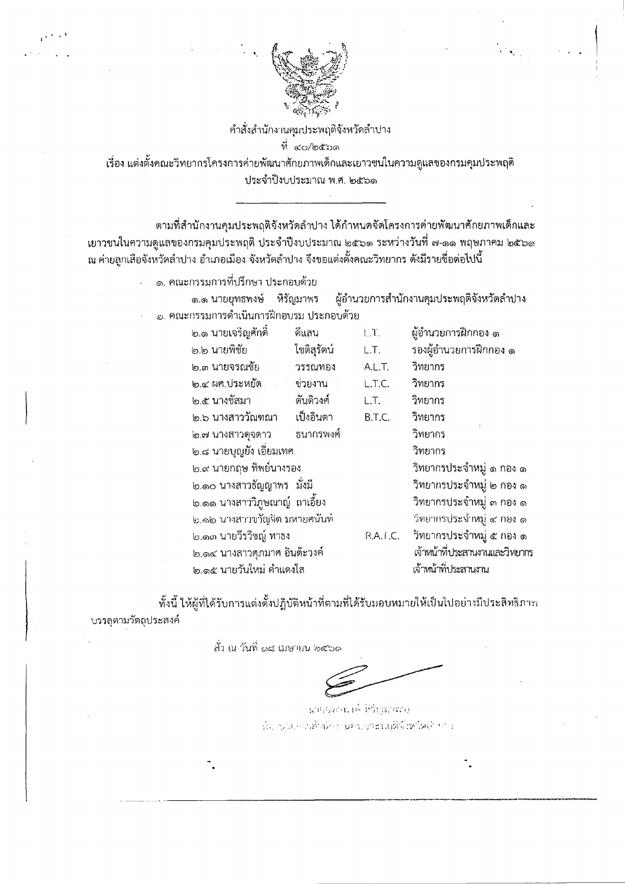คำสั่งสำนักงานคุมประพฤติจังหวัดลำปาง

ที่ ๔๐/๒๕๖๑

เรื่อง แต่งตั้งคณะวิทยากรโครงการค่ายพัฒนาศักยภาพเด็กและเยาวชนในความดูแลของกรมคุมประพฤติ ประจำปีงบประมาณ พ.ศ. ๒๕๖๑

---

ตามที่สำนักงานคุมประพฤติจังหวัดลำปาง ได้กำหนดจัดโครงการค่ายพัฒนาศักยภาพเด็กและเยาวชนในความดูแลของกรมคุมประพฤติ ประจำปีงบประมาณ ๒๕๖๑ ระหว่างวันที่ ๗-๑๑ พฤษภาคม ๒๕๖๑ ณ ค่ายลูกเสือจังหวัดลำปาง อำเภอเมือง จังหวัดลำปาง จึงขอแต่งตั้งคณะวิทยากร ดังมีรายชื่อต่อไปนี้

๑. คณะกรรมการที่ปรึกษา ประกอบด้วย

๑.๑ นายยุทธพงษ์ หิรัญมาพร ผู้อำนวยการสำนักงานคุมประพฤติจังหวัดลำปาง

๒. คณะกรรมการดำเนินการฝึกอบรม ประกอบด้วย

| | | | |
|---|---|---|---|
| ๒.๑ นายเจริญศักดิ์ | ดีแสน | L.T. | ผู้อำนวยการฝึกกอง ๑ |
| ๒.๒ นายพิชัย | โชติสุรัตน์ | L.T. | รองผู้อำนวยการฝึกกอง ๑ |
| ๒.๓ นายจรณชัย | วรรณทอง | A.L.T. | วิทยากร |
| ๒.๔ ผศ.ประหยัด | ช่วยงาน | L.T.C. | วิทยากร |
| ๒.๕ นางชัสมา | ตันติวงศ์ | L.T. | วิทยากร |
| ๒.๖ นางสาววัณฑณา | เป็งอินตา | B.T.C. | วิทยากร |
| ๒.๗ นางสาวดุจดาว | ธนากรพงศ์ | | วิทยากร |
| ๒.๘ นายบุญยัง เอี่ยมเทศ | | | วิทยากร |
| ๒.๙ นายกฤษ ทิพย์นางรอง | | | วิทยากรประจำหมู่ ๑ กอง ๑ |
| ๒.๑๐ นางสาวธัญญาพร มั่งมี | | | วิทยากรประจำหมู่ ๒ กอง ๑ |
| ๒.๑๑ นางสาววิภูษณาญ์ ถาเอี้ยง | | | วิทยากรประจำหมู่ ๓ กอง ๑ |
| ๒.๑๒ นางสาวขวัญจิต มหายศนันท์ | | | วิทยากรประจำหมู่ ๔ กอง ๑ |
| ๒.๑๓ นายวีรวิชญ์ ทารง | | R.A.I.C. | วิทยากรประจำหมู่ ๕ กอง ๑ |
| ๒.๑๔ นางสาวศุภมาศ อินต๊ะวงศ์ | | | เจ้าหน้าที่ประสานงานและวิทยากร |
| ๒.๑๕ นายวันใหม่ คำแดงใส | | | เจ้าหน้าที่ประสานงาน |

ทั้งนี้ ให้ผู้ที่ได้รับการแต่งตั้งปฏิบัติหน้าที่ตามที่ได้รับมอบหมายให้เป็นไปอย่างมีประสิทธิภาพ บรรลุตามวัตถุประสงค์

สั่ง ณ วันที่ ๑๘ เมษายน ๒๕๖๑

(นายยุทธพงษ์ หิรัญมาพร)

ผู้อำนวยการสำนักงานคุมประพฤติจังหวัดลำปาง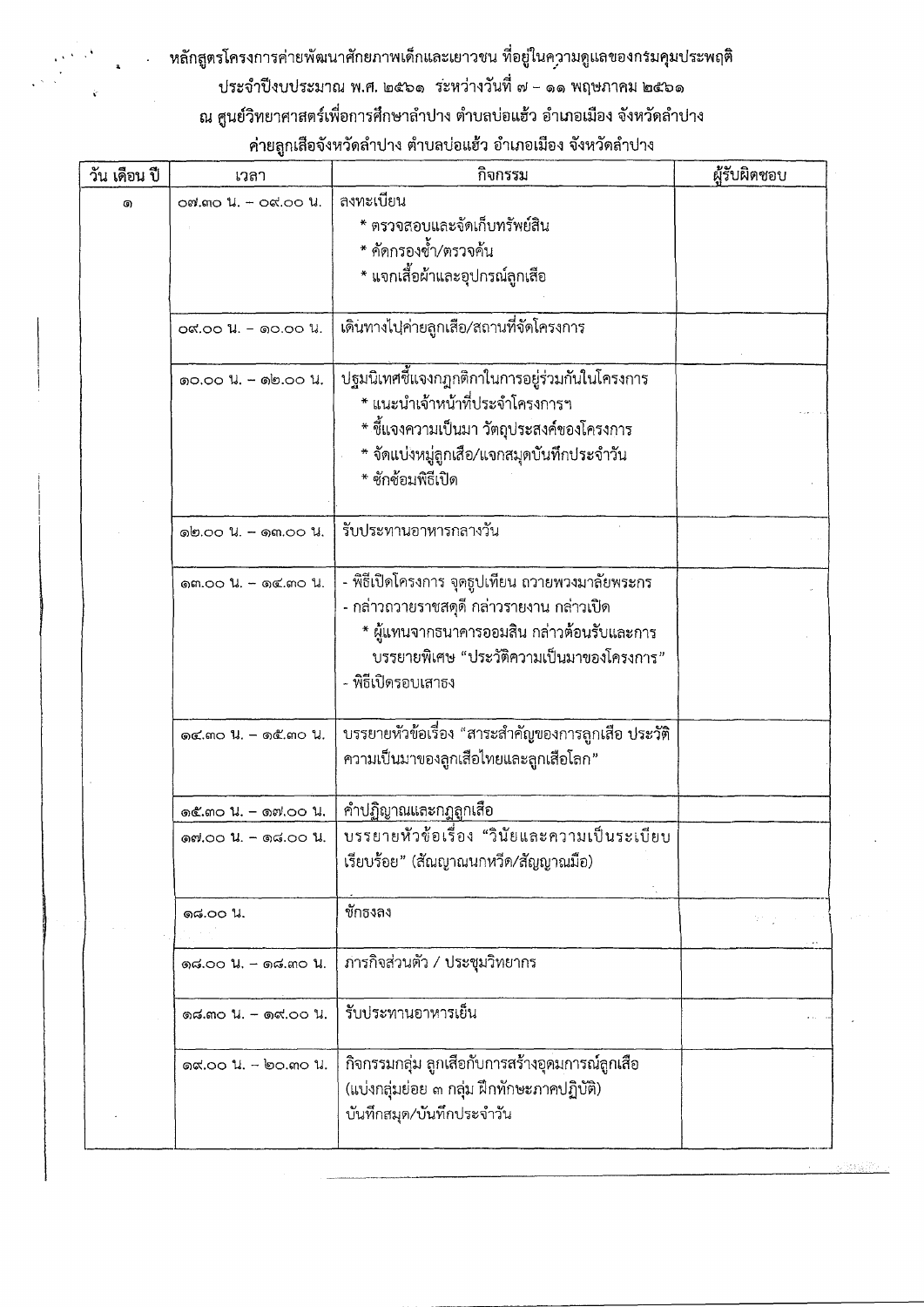หลักสูตรโครงการค่ายพัฒนาศักยภาพเด็กและเยาวชน ที่อยู่ในความดูแลของกรมคุมประพฤติ
ประจำปีงบประมาณ พ.ศ. ๒๕๖๑ ระหว่างวันที่ ๗ – ๑๑ พฤษภาคม ๒๕๖๑
ณ ศูนย์วิทยาศาสตร์เพื่อการศึกษาลำปาง ตำบลบ่อแฮ้ว อำเภอเมือง จังหวัดลำปาง
ค่ายลูกเสือจังหวัดลำปาง ตำบลบ่อแฮ้ว อำเภอเมือง จังหวัดลำปาง

| วัน เดือน ปี | เวลา | กิจกรรม | ผู้รับผิดชอบ |
|---|---|---|---|
| ๑ | ๐๗.๓๐ น. – ๐๙.๐๐ น. | ลงทะเบียน<br>* ตรวจสอบและจัดเก็บทรัพย์สิน<br>* คัดกรองซ้ำ/ตรวจค้น<br>* แจกเสื้อผ้าและอุปกรณ์ลูกเสือ | |
| | ๐๙.๐๐ น. – ๑๐.๐๐ น. | เดินทางไปค่ายลูกเสือ/สถานที่จัดโครงการ | |
| | ๑๐.๐๐ น. – ๑๒.๐๐ น. | ปฐมนิเทศชี้แจงกฎกติกาในการอยู่ร่วมกันในโครงการ<br>* แนะนำเจ้าหน้าที่ประจำโครงการฯ<br>* ชี้แจงความเป็นมา วัตถุประสงค์ของโครงการ<br>* จัดแบ่งหมู่ลูกเสือ/แจกสมุดบันทึกประจำวัน<br>* ซักซ้อมพิธีเปิด | |
| | ๑๒.๐๐ น. – ๑๓.๐๐ น. | รับประทานอาหารกลางวัน | |
| | ๑๓.๐๐ น. – ๑๔.๓๐ น. | - พิธีเปิดโครงการ จุดธูปเทียน ถวายพวงมาลัยพระกร<br>- กล่าวถวายราชสดุดี กล่าวรายงาน กล่าวเปิด<br>* ผู้แทนจากธนาคารออมสิน กล่าวต้อนรับและการบรรยายพิเศษ "ประวัติความเป็นมาของโครงการ"<br>- พิธีเปิดรอบเสาธง | |
| | ๑๔.๓๐ น. – ๑๕.๓๐ น. | บรรยายหัวข้อเรื่อง "สาระสำคัญของการลูกเสือ ประวัติความเป็นมาของลูกเสือไทยและลูกเสือโลก" | |
| | ๑๕.๓๐ น. – ๑๗.๐๐ น. | คำปฏิญาณและกฎลูกเสือ | |
| | ๑๗.๐๐ น. – ๑๘.๐๐ น. | บรรยายหัวข้อเรื่อง "วินัยและความเป็นระเบียบเรียบร้อย" (สัญญาณนกหวีด/สัญญาณมือ) | |
| | ๑๘.๐๐ น. | ชักธงลง | |
| | ๑๘.๐๐ น. – ๑๘.๓๐ น. | ภารกิจส่วนตัว / ประชุมวิทยากร | |
| | ๑๘.๓๐ น. – ๑๙.๐๐ น. | รับประทานอาหารเย็น | |
| | ๑๙.๐๐ น. – ๒๐.๓๐ น. | กิจกรรมกลุ่ม ลูกเสือกับการสร้างอุดมการณ์ลูกเสือ (แบ่งกลุ่มย่อย ๓ กลุ่ม ฝึกทักษะภาคปฏิบัติ)<br>บันทึกสมุด/บันทึกประจำวัน | |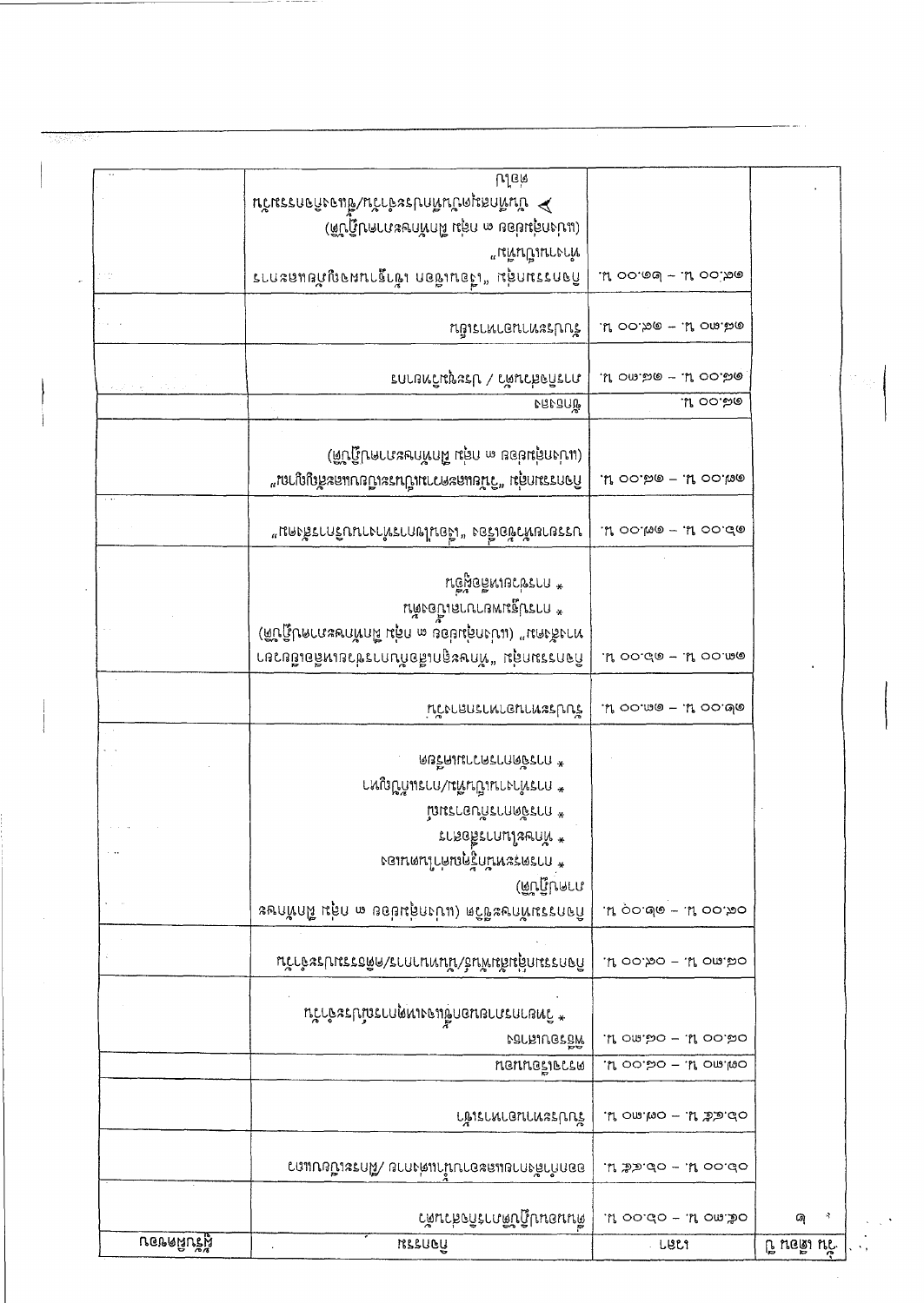| วัน เดือน ปี | เวลา | กิจกรรม | ผู้รับผิดชอบ |
|---|---|---|---|
| ๗ | ๐๘.๓๐ น. - ๐๙.๐๐ น. | ลงทะเบียนรับเอกสารประกอบการอบรม | |
| | ๐๙.๐๐ น. - ๐๙.๑๕ น. | ชี้แจงวัตถุประสงค์การอบรม / ทบทวนบทเรียน | |
| | ๐๙.๑๕ น. - ๑๐.๓๐ น. | พักรับประทานอาหารว่าง | |
| | ๑๐.๓๐ น. - ๑๐.๔๕ น. | ทบทวนบทเรียน | |
| | ๑๐.๔๕ น. - ๑๒.๐๐ น. | ผลการดำเนินงาน<br>* ทบทวนบทเรียนและแลกเปลี่ยนประสบการณ์ | |
| | ๑๒.๐๐ น. - ๑๓.๐๐ น. | พักรับประทานอาหารกลางวัน | |
| | ๑๓.๐๐ น. - ๑๔.๓๐ น. | กิจกรรมกลุ่ม (แบ่งกลุ่ม ๓ กลุ่ม ฝึกปฏิบัติ)<br>* การวางแผน<br>* การดำเนินงาน<br>* การติดตามประเมินผล<br>* การนำเสนอผลงาน<br>* การสรุปผล | |
| | ๑๔.๓๐ น. - ๑๔.๔๕ น. | พักรับประทานอาหารว่าง | |
| | ๑๔.๔๕ น. - ๑๖.๐๐ น. | กิจกรรมกลุ่ม (แบ่งกลุ่ม ๓ กลุ่ม ฝึกปฏิบัติ)<br>* การนำเสนอผลงาน<br>* การสรุปบทเรียน | |
| | ๑๖.๐๐ น. - ๑๖.๓๐ น. | สรุปบทเรียนประจำวัน | |
| | ๑๖.๓๐ น. - ๑๘.๐๐ น. | กิจกรรมกลุ่ม (แบ่งกลุ่ม ๓ กลุ่ม ฝึกปฏิบัติ) | |
| | ๑๘.๐๐ น. | รับประทานอาหารเย็น | |
| | ๑๘.๐๐ น. - ๑๙.๓๐ น. | พักผ่อนตามอัธยาศัย / ทำกิจกรรม | |
| | ๑๙.๓๐ น. - ๒๐.๐๐ น. | สรุปบทเรียนประจำวัน | |
| | ๒๐.๐๐ น. - ๒๑.๐๐ น. | กิจกรรมกลุ่ม (แบ่งกลุ่ม ๓ กลุ่ม ฝึกปฏิบัติ)<br>➤ นำเสนอผลงานกลุ่ม/แลกเปลี่ยนเรียนรู้ | |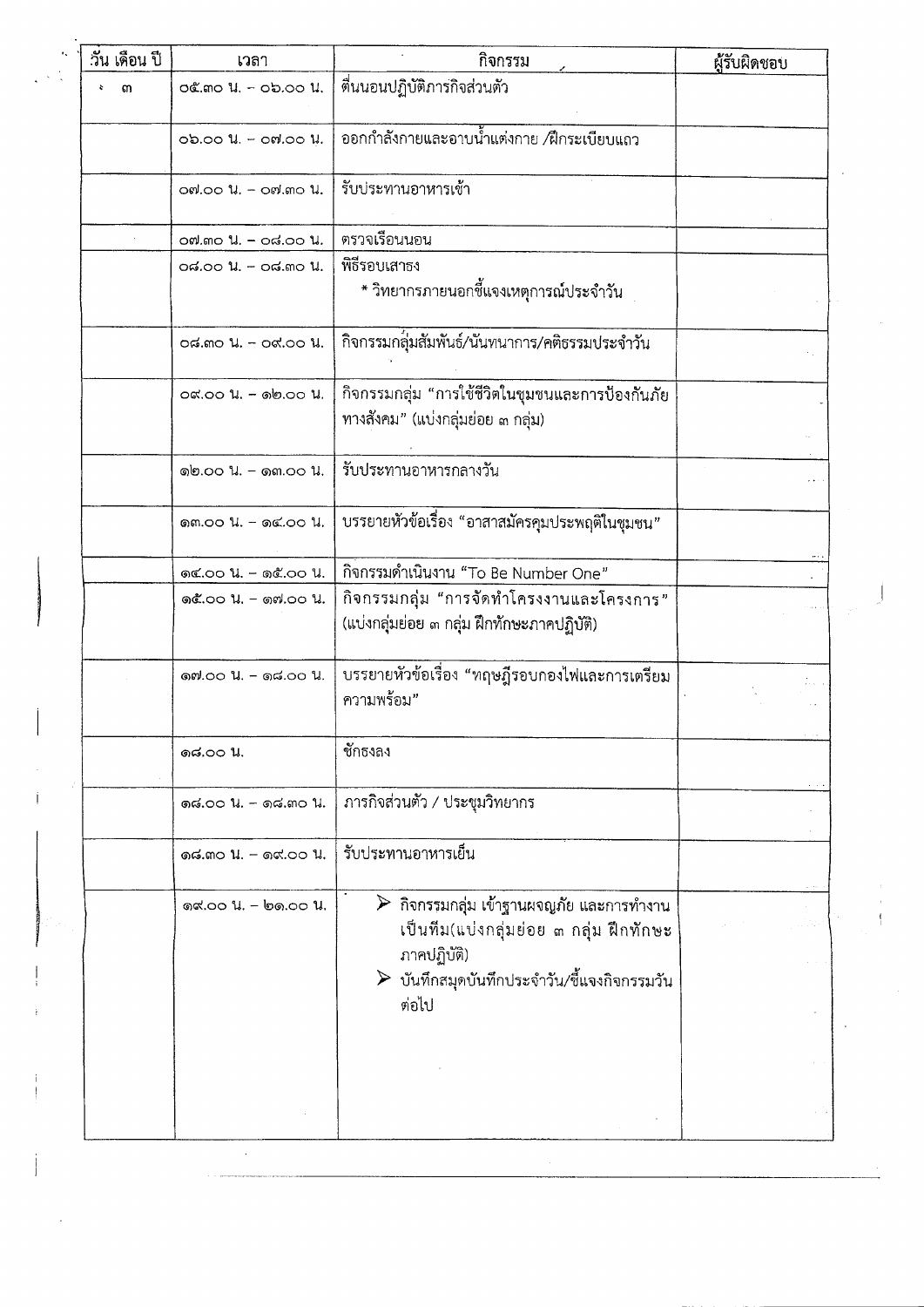| วัน เดือน ปี | เวลา | กิจกรรม | ผู้รับผิดชอบ |
|---|---|---|---|
| ๓ | ๐๕.๓๐ น. – ๐๖.๐๐ น. | ตื่นนอนปฏิบัติภารกิจส่วนตัว | |
| | ๐๖.๐๐ น. – ๐๗.๐๐ น. | ออกกำลังกายและอาบน้ำแต่งกาย /ฝึกระเบียบแถว | |
| | ๐๗.๐๐ น. – ๐๗.๓๐ น. | รับประทานอาหารเช้า | |
| | ๐๗.๓๐ น. – ๐๘.๐๐ น. | ตรวจเรือนนอน | |
| | ๐๘.๐๐ น. – ๐๘.๓๐ น. | พิธีรอบเสาธง<br>* วิทยากรภายนอกชี้แจงเหตุการณ์ประจำวัน | |
| | ๐๘.๓๐ น. – ๐๙.๐๐ น. | กิจกรรมกลุ่มสัมพันธ์/นันทนาการ/คติธรรมประจำวัน | |
| | ๐๙.๐๐ น. – ๑๒.๐๐ น. | กิจกรรมกลุ่ม "การใช้ชีวิตในชุมชนและการป้องกันภัยทางสังคม" (แบ่งกลุ่มย่อย ๓ กลุ่ม) | |
| | ๑๒.๐๐ น. – ๑๓.๐๐ น. | รับประทานอาหารกลางวัน | |
| | ๑๓.๐๐ น. – ๑๔.๐๐ น. | บรรยายหัวข้อเรื่อง "อาสาสมัครคุมประพฤติในชุมชน" | |
| | ๑๔.๐๐ น. – ๑๕.๐๐ น. | กิจกรรมดำเนินงาน "To Be Number One" | |
| | ๑๕.๐๐ น. – ๑๗.๐๐ น. | กิจกรรมกลุ่ม "การจัดทำโครงงานและโครงการ" (แบ่งกลุ่มย่อย ๓ กลุ่ม ฝึกทักษะภาคปฏิบัติ) | |
| | ๑๗.๐๐ น. – ๑๘.๐๐ น. | บรรยายหัวข้อเรื่อง "ทฤษฎีรอบกองไฟและการเตรียมความพร้อม" | |
| | ๑๘.๐๐ น. | ชักธงลง | |
| | ๑๘.๐๐ น. – ๑๘.๓๐ น. | ภารกิจส่วนตัว / ประชุมวิทยากร | |
| | ๑๘.๓๐ น. – ๑๙.๐๐ น. | รับประทานอาหารเย็น | |
| | ๑๙.๐๐ น. – ๒๑.๐๐ น. | ➢ กิจกรรมกลุ่ม เข้าฐานผจญภัย และการทำงานเป็นทีม(แบ่งกลุ่มย่อย ๓ กลุ่ม ฝึกทักษะภาคปฏิบัติ)<br>➢ บันทึกสมุดบันทึกประจำวัน/ชี้แจงกิจกรรมวันต่อไป | |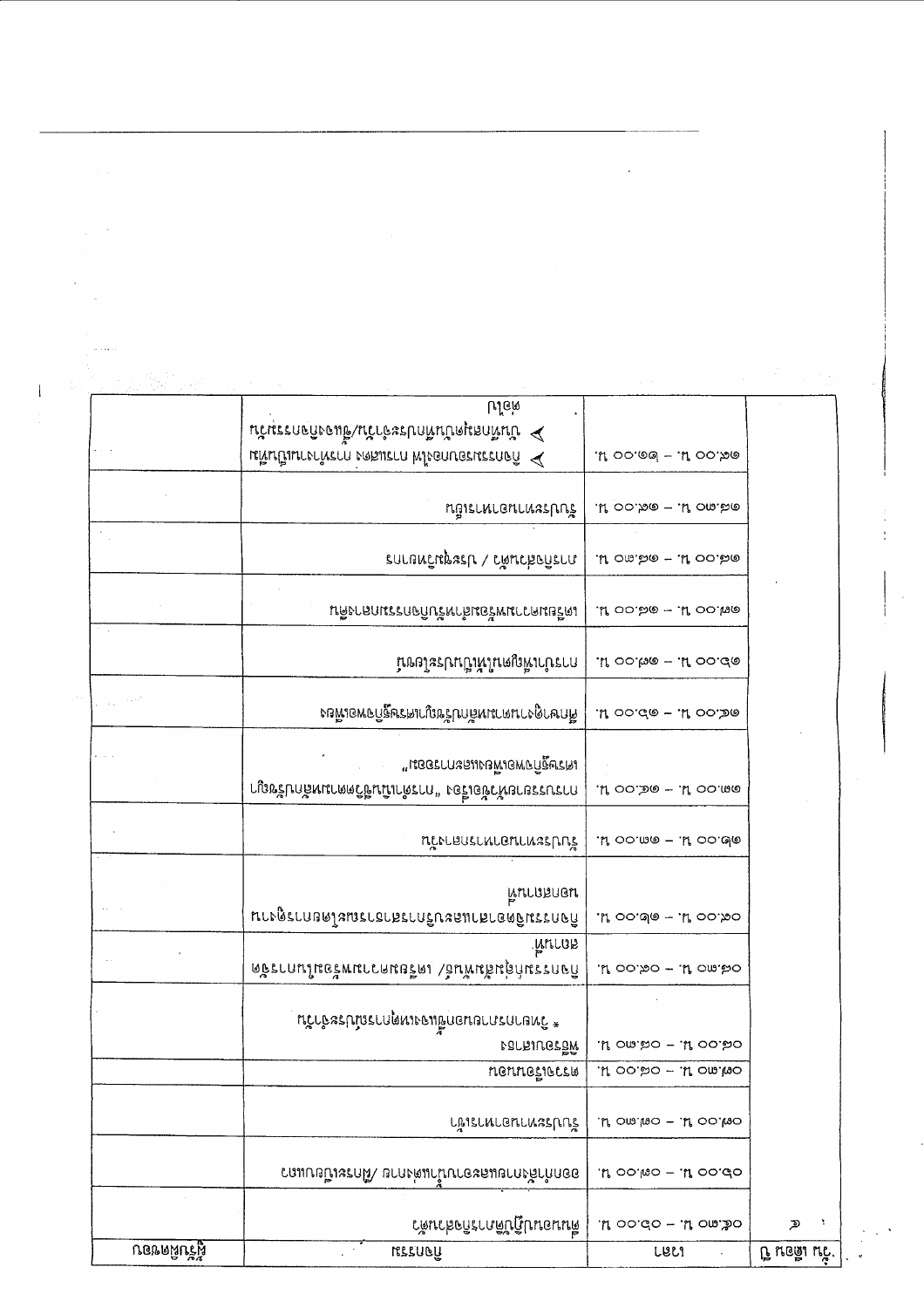| วัน เดือน ปี | เวลา | กิจกรรม | ผู้รับผิดชอบ |
| --- | --- | --- | --- |
| ๖ | ๐๘.๓๐ น. – ๐๙.๐๐ น. | ลงทะเบียนรับเอกสารประกอบการประชุม | |
| | ๐๙.๐๐ น. – ๑๐.๓๐ น. | พิธีเปิดการประชุม/ ชี้แจงวัตถุประสงค์การประชุม | |
| | ๑๐.๓๐ น. – ๑๐.๔๕ น. | รับประทานอาหารว่าง | |
| | ๑๐.๔๕ น. – ๑๒.๐๐ น. | การบรรยาย | |
| | ๑๒.๐๐ น. – ๑๓.๐๐ น. | พักรับประทานอาหารกลางวัน<br>* รับประทานอาหารกลางวัน | |
| | ๑๓.๐๐ น. – ๑๔.๐๐ น. | การบรรยาย/ แบ่งกลุ่ม | |
| | ๑๔.๐๐ น. – ๑๔.๓๐ น. | การบรรยาย | |
| | ๑๔.๓๐ น. – ๑๕.๐๐ น. | รับประทานอาหารว่าง | |
| | ๑๕.๐๐ น. – ๑๖.๐๐ น. | การบรรยาย "..." | |
| | ๐๙.๐๐ น. – ๑๐.๐๐ น. | การบรรยาย | |
| | ๑๐.๐๐ น. – ๑๑.๐๐ น. | การบรรยาย | |
| | ๑๑.๐๐ น. – ๑๒.๐๐ น. | การบรรยาย | |
| | ๑๒.๐๐ น. – ๑๓.๐๐ น. | พักรับประทานอาหารกลางวัน | |
| | ๑๓.๐๐ น. – ๑๔.๓๐ น. | รับประทานอาหารว่าง | |
| | ๑๔.๓๐ น. – ๑๖.๐๐ น. | ➤ สรุปผลการประชุม<br>➤ ปิดการประชุม | |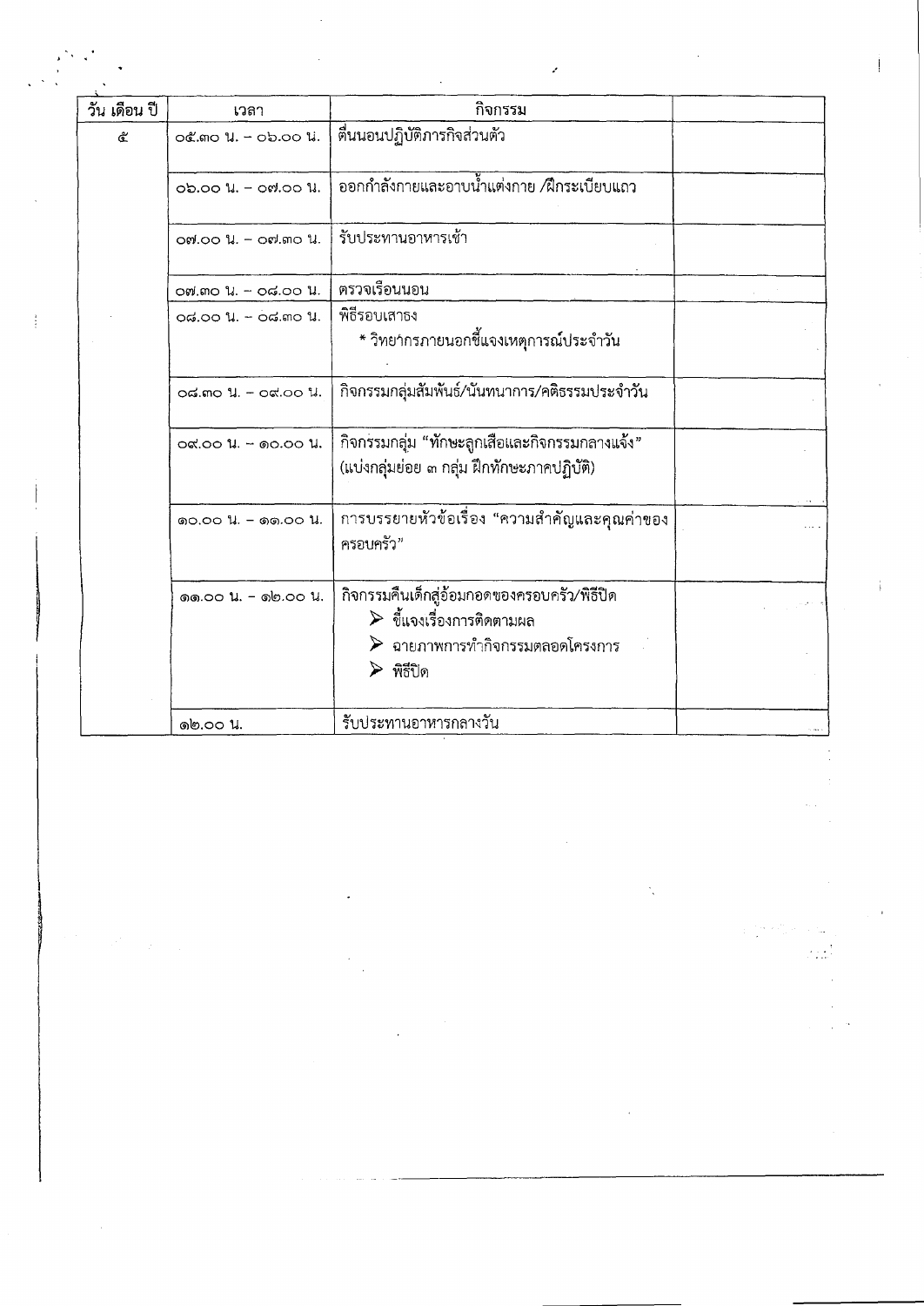| วัน เดือน ปี | เวลา | กิจกรรม | |
|---|---|---|---|
| ๕ | ๐๕.๓๐ น. – ๐๖.๐๐ น. | ตื่นนอนปฏิบัติภารกิจส่วนตัว | |
| | ๐๖.๐๐ น. – ๐๗.๐๐ น. | ออกกำลังกายและอาบน้ำแต่งกาย /ฝึกระเบียบแถว | |
| | ๐๗.๐๐ น. – ๐๗.๓๐ น. | รับประทานอาหารเช้า | |
| | ๐๗.๓๐ น. – ๐๘.๐๐ น. | ตรวจเรือนนอน | |
| | ๐๘.๐๐ น. – ๐๘.๓๐ น. | พิธีรอบเสาธง<br>* วิทยากรภายนอกชี้แจงเหตุการณ์ประจำวัน | |
| | ๐๘.๓๐ น. – ๐๙.๐๐ น. | กิจกรรมกลุ่มสัมพันธ์/นันทนาการ/คติธรรมประจำวัน | |
| | ๐๙.๐๐ น. – ๑๐.๐๐ น. | กิจกรรมกลุ่ม "ทักษะลูกเสือและกิจกรรมกลางแจ้ง"<br>(แบ่งกลุ่มย่อย ๓ กลุ่ม ฝึกทักษะภาคปฏิบัติ) | |
| | ๑๐.๐๐ น. – ๑๑.๐๐ น. | การบรรยายหัวข้อเรื่อง "ความสำคัญและคุณค่าของครอบครัว" | |
| | ๑๑.๐๐ น. – ๑๒.๐๐ น. | กิจกรรมคืนเด็กสู่อ้อมกอดของครอบครัว/พิธีปิด<br>➢ ชี้แจงเรื่องการติดตามผล<br>➢ ฉายภาพการทำกิจกรรมตลอดโครงการ<br>➢ พิธีปิด | |
| | ๑๒.๐๐ น. | รับประทานอาหารกลางวัน | |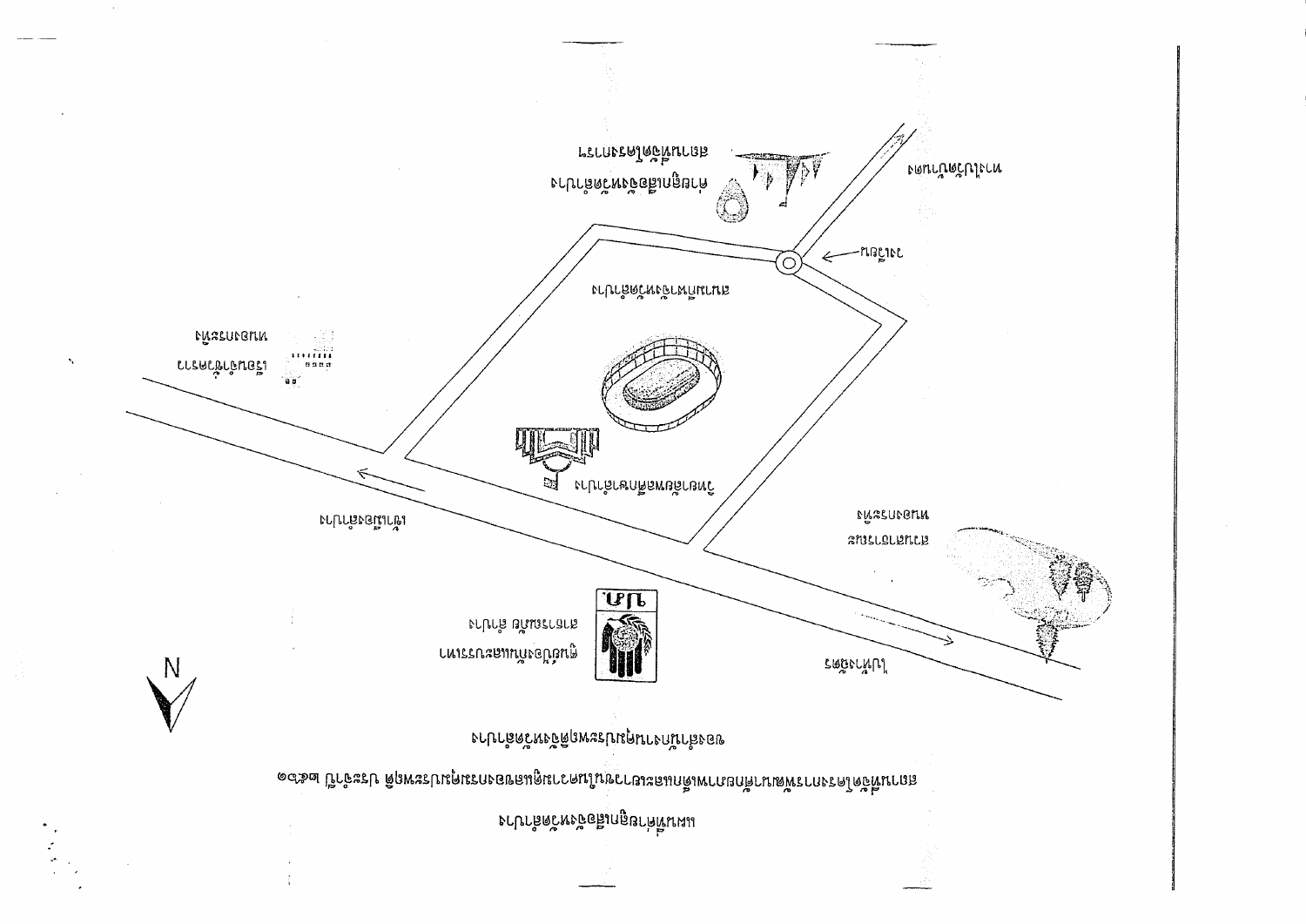ជ.ប

N